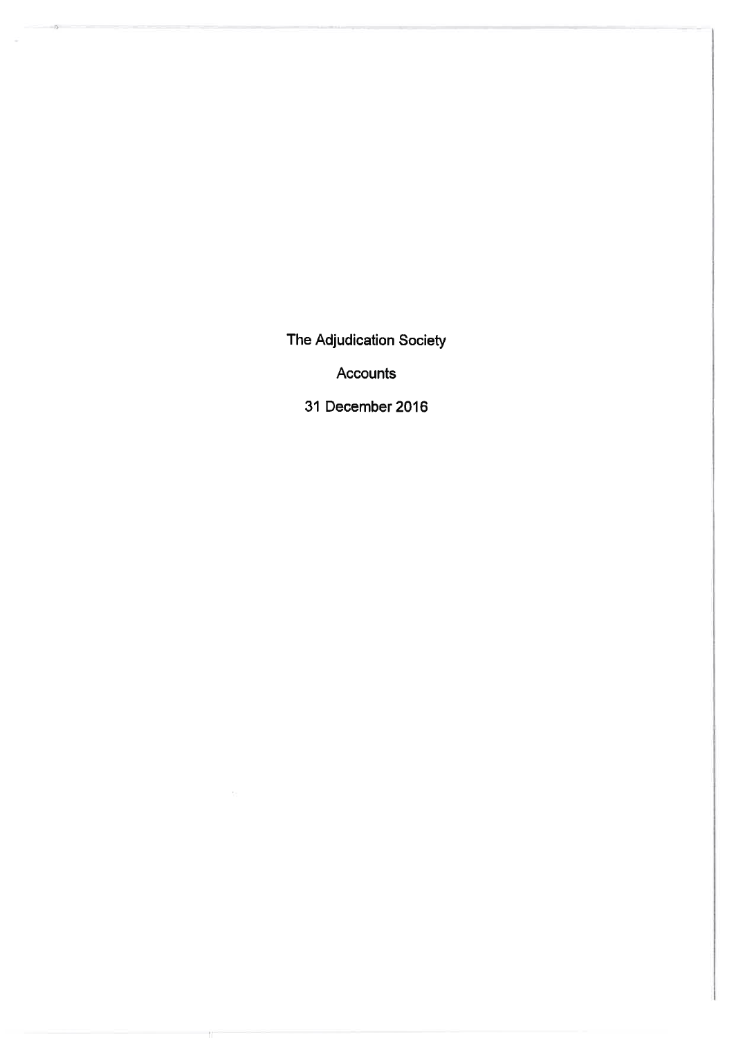# The Adjudication Society

## Accounts

## 31 December 2016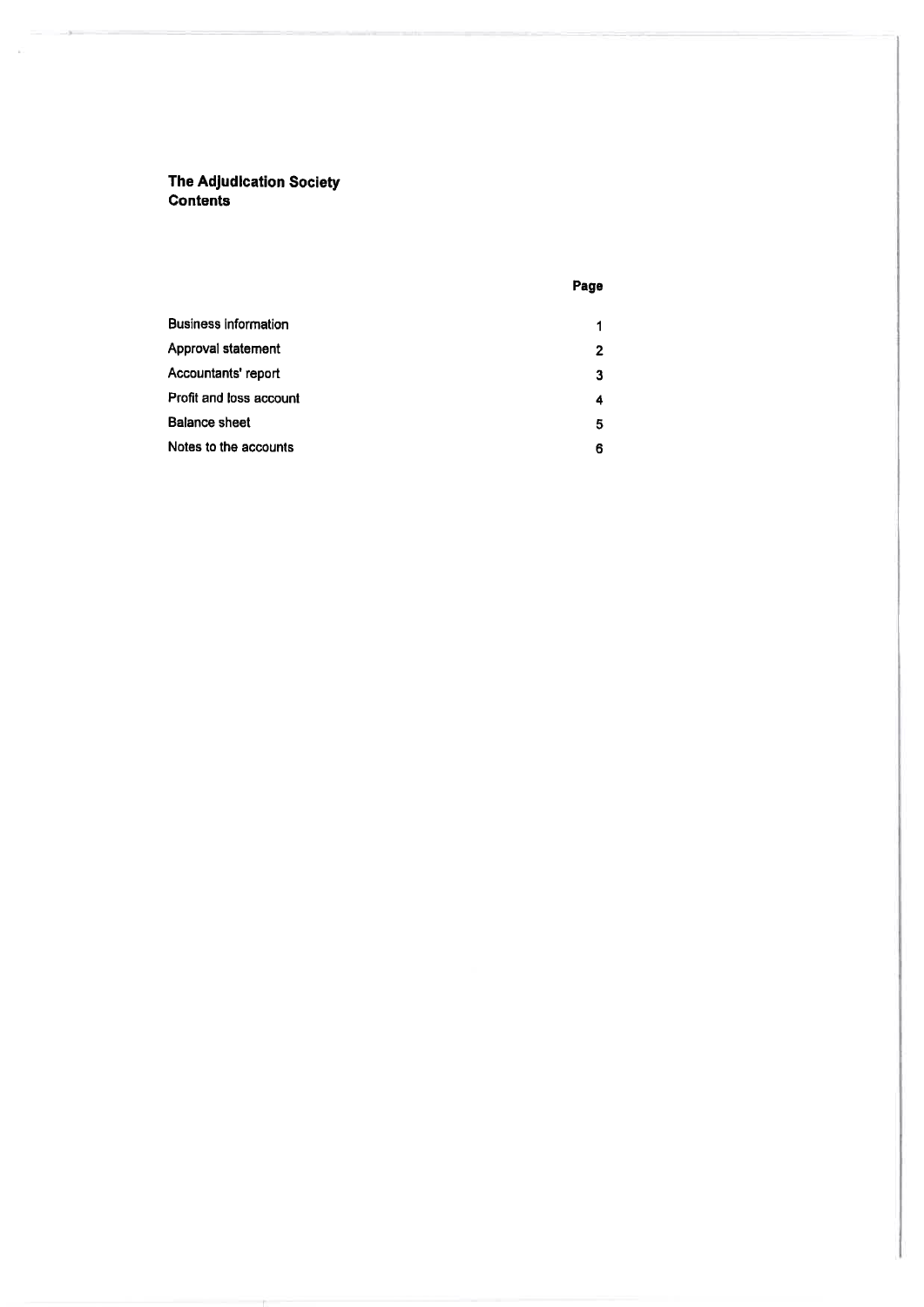**The Adjudication Society**
**Contents**

| | Page |
|---|---|
| Business information | 1 |
| Approval statement | 2 |
| Accountants' report | 3 |
| Profit and loss account | 4 |
| Balance sheet | 5 |
| Notes to the accounts | 6 |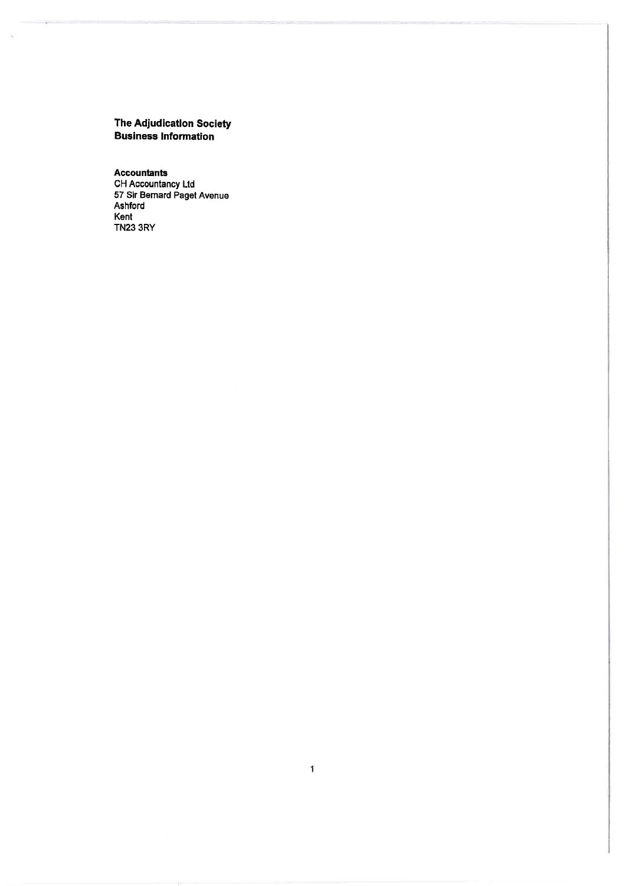**The Adjudication Society**
**Business Information**

**Accountants**
CH Accountancy Ltd
57 Sir Bernard Paget Avenue
Ashford
Kent
TN23 3RY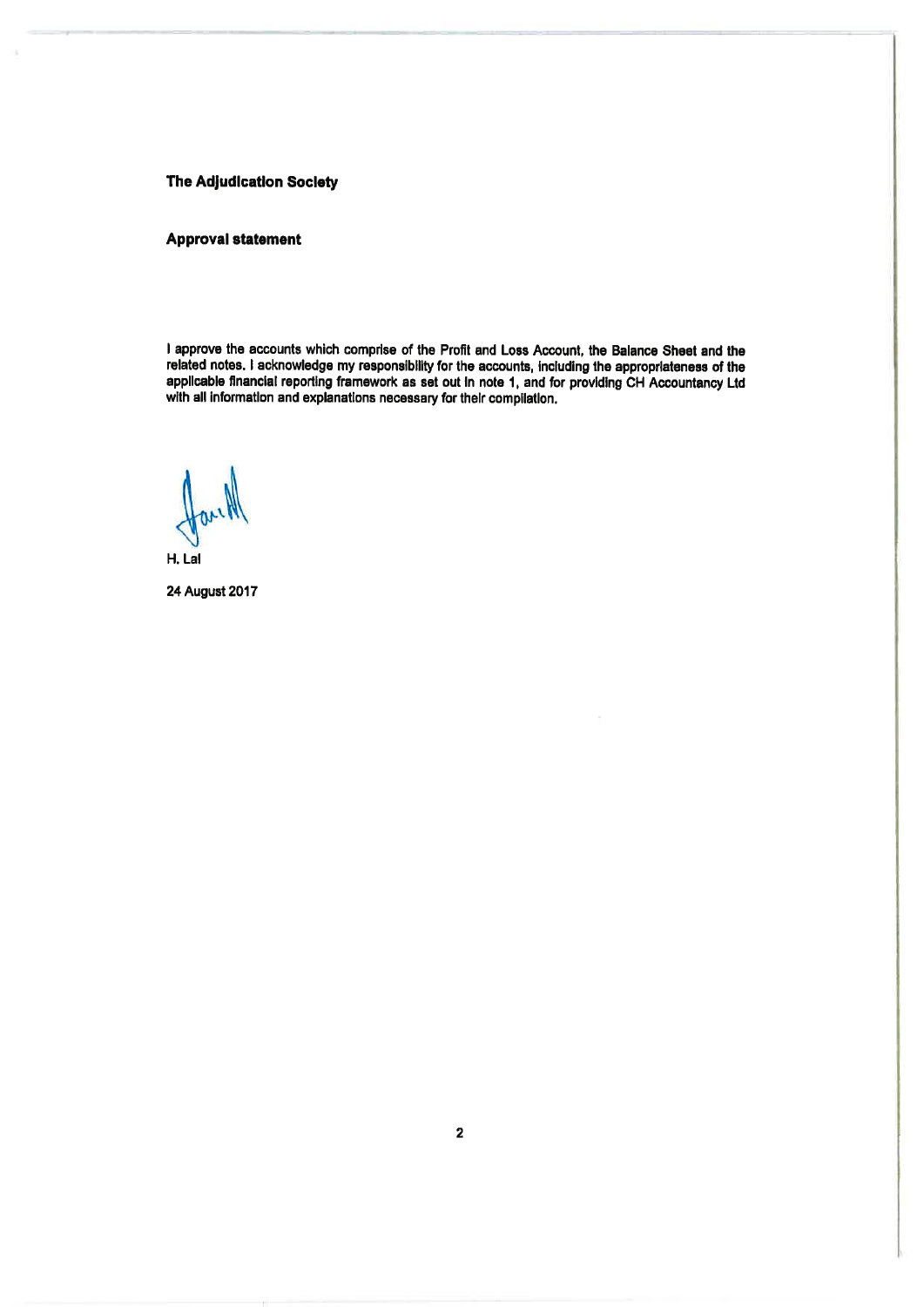**The Adjudication Society**

**Approval statement**

I approve the accounts which comprise of the Profit and Loss Account, the Balance Sheet and the related notes. I acknowledge my responsibility for the accounts, including the appropriateness of the applicable financial reporting framework as set out in note 1, and for providing CH Accountancy Ltd with all information and explanations necessary for their compilation.

H. Lal

24 August 2017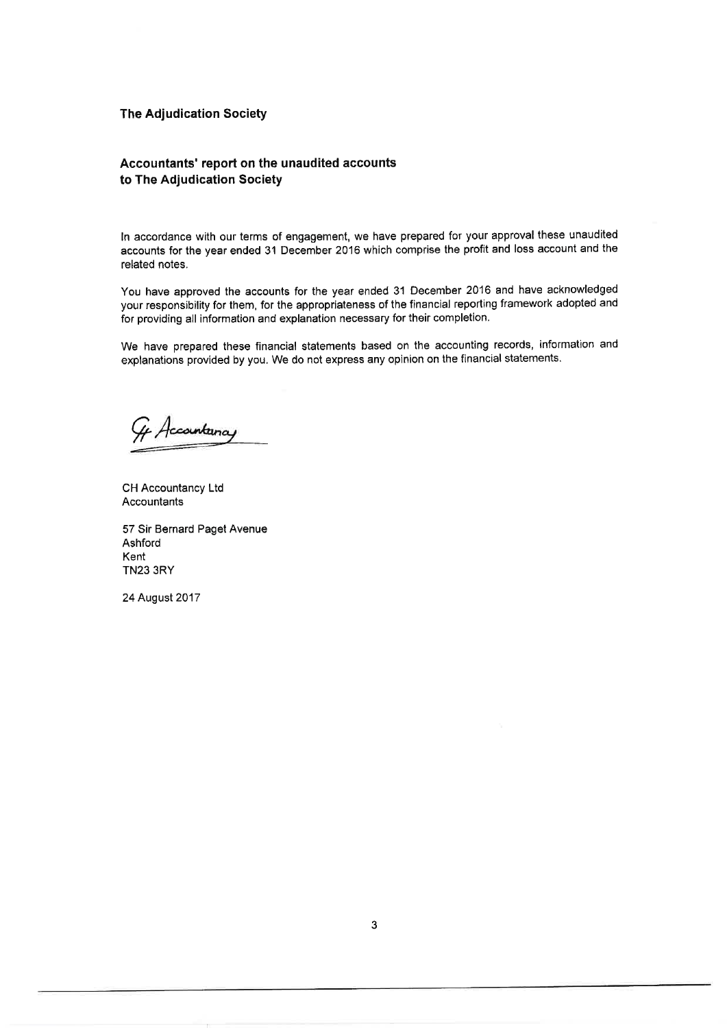**The Adjudication Society**

## Accountants' report on the unaudited accounts to The Adjudication Society

In accordance with our terms of engagement, we have prepared for your approval these unaudited accounts for the year ended 31 December 2016 which comprise the profit and loss account and the related notes.

You have approved the accounts for the year ended 31 December 2016 and have acknowledged your responsibility for them, for the appropriateness of the financial reporting framework adopted and for providing all information and explanation necessary for their completion.

We have prepared these financial statements based on the accounting records, information and explanations provided by you. We do not express any opinion on the financial statements.

CH Accountancy

CH Accountancy Ltd
Accountants

57 Sir Bernard Paget Avenue
Ashford
Kent
TN23 3RY

24 August 2017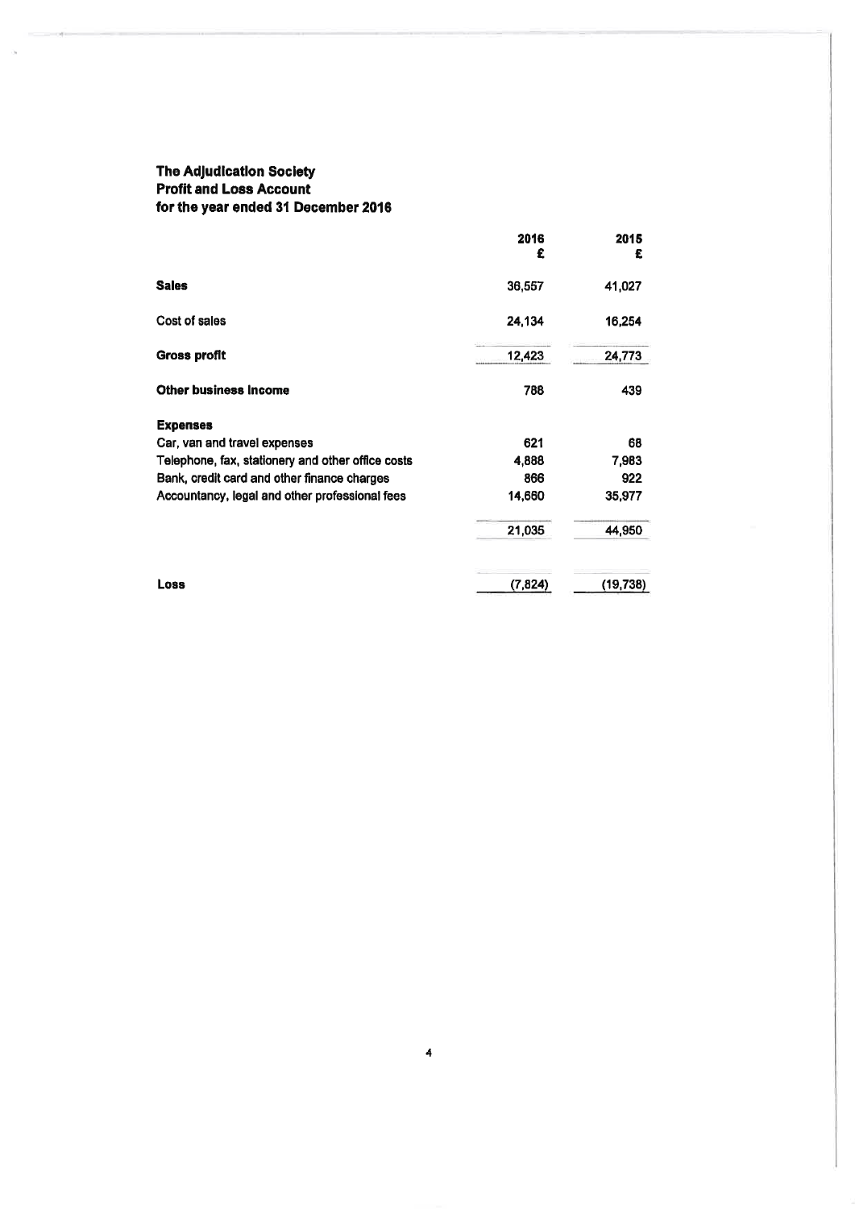**The Adjudication Society**
**Profit and Loss Account**
**for the year ended 31 December 2016**

| | 2016<br>£ | 2015<br>£ |
|---|---|---|
| **Sales** | 36,557 | 41,027 |
| Cost of sales | 24,134 | 16,254 |
| **Gross profit** | 12,423 | 24,773 |
| **Other business income** | 788 | 439 |
| **Expenses** | | |
| Car, van and travel expenses | 621 | 68 |
| Telephone, fax, stationery and other office costs | 4,888 | 7,983 |
| Bank, credit card and other finance charges | 866 | 922 |
| Accountancy, legal and other professional fees | 14,660 | 35,977 |
| | 21,035 | 44,950 |
| **Loss** | (7,824) | (19,738) |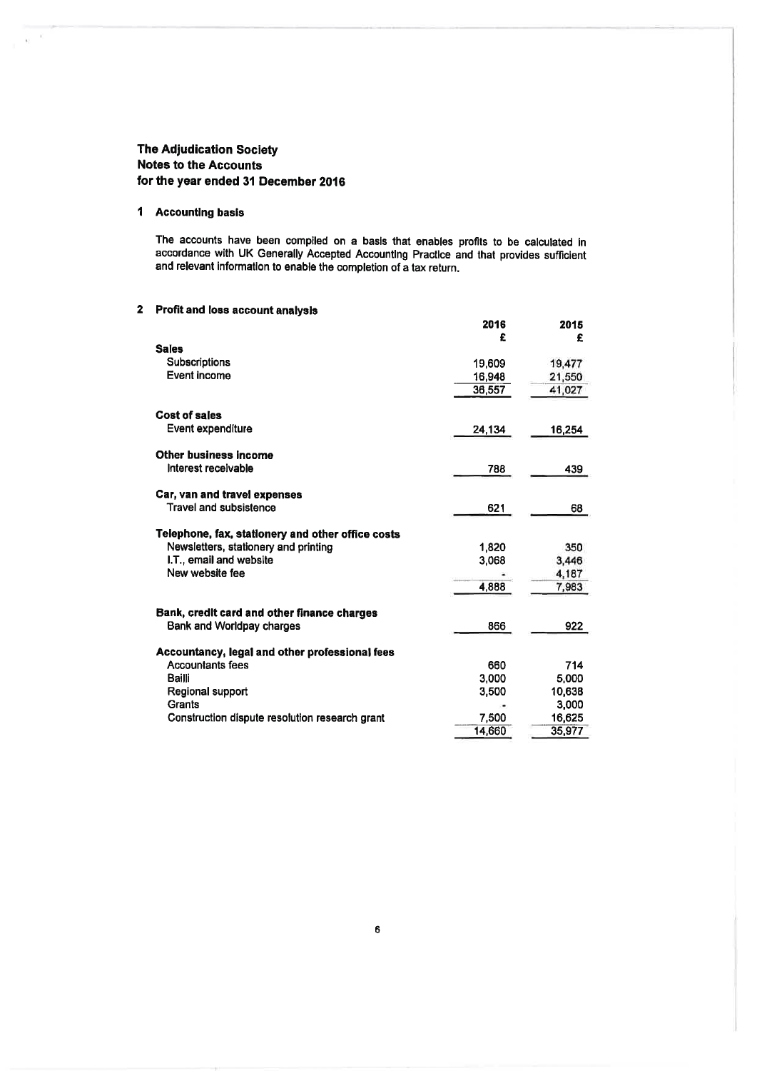# The Adjudication Society
## Notes to the Accounts
## for the year ended 31 December 2016

### 1 Accounting basis

The accounts have been compiled on a basis that enables profits to be calculated in accordance with UK Generally Accepted Accounting Practice and that provides sufficient and relevant information to enable the completion of a tax return.

### 2 Profit and loss account analysis

| | 2016 £ | 2015 £ |
|---|---|---|
| **Sales** | | |
| Subscriptions | 19,609 | 19,477 |
| Event income | 16,948 | 21,550 |
| | 36,557 | 41,027 |
| **Cost of sales** | | |
| Event expenditure | 24,134 | 16,254 |
| **Other business income** | | |
| Interest receivable | 788 | 439 |
| **Car, van and travel expenses** | | |
| Travel and subsistence | 621 | 68 |
| **Telephone, fax, stationery and other office costs** | | |
| Newsletters, stationery and printing | 1,820 | 350 |
| I.T., email and website | 3,068 | 3,446 |
| New website fee | - | 4,187 |
| | 4,888 | 7,983 |
| **Bank, credit card and other finance charges** | | |
| Bank and Worldpay charges | 866 | 922 |
| **Accountancy, legal and other professional fees** | | |
| Accountants fees | 660 | 714 |
| Bailli | 3,000 | 5,000 |
| Regional support | 3,500 | 10,638 |
| Grants | - | 3,000 |
| Construction dispute resolution research grant | 7,500 | 16,625 |
| | 14,660 | 35,977 |